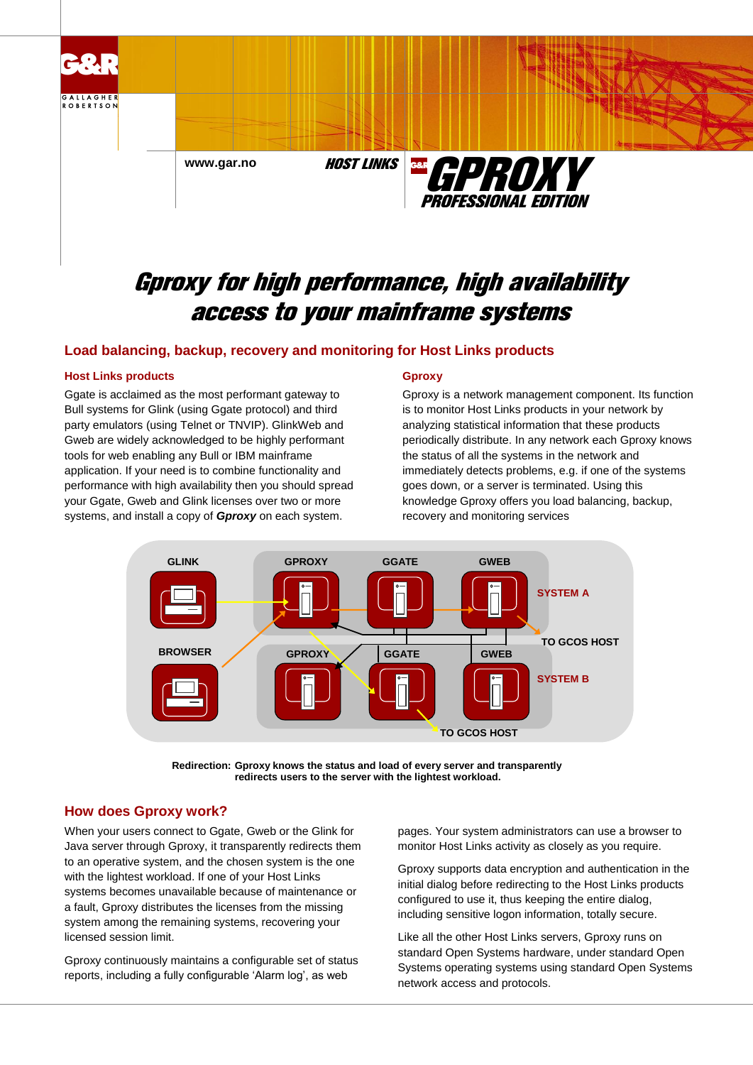www.gar.no

HOST LINKS

GPROXY PROFESSIONAL EDITION

# *Gproxy for high performance, high availability access to your mainframe systems*

## Load balancing, backup, recovery and monitoring for Host Links products

### Host Links products

Ggate is acclaimed as the most performant gateway to Bull systems for Glink (using Ggate protocol) and third party emulators (using Telnet or TNVIP). GlinkWeb and Gweb are widely acknowledged to be highly performant tools for web enabling any Bull or IBM mainframe application. If your need is to combine functionality and performance with high availability then you should spread your Ggate, Gweb and Glink licenses over two or more systems, and install a copy of ***Gproxy*** on each system.

### Gproxy

Gproxy is a network management component. Its function is to monitor Host Links products in your network by analyzing statistical information that these products periodically distribute. In any network each Gproxy knows the status of all the systems in the network and immediately detects problems, e.g. if one of the systems goes down, or a server is terminated. Using this knowledge Gproxy offers you load balancing, backup, recovery and monitoring services

GLINK | GPROXY | GGATE | GWEB | SYSTEM A | TO GCOS HOST | BROWSER | GPROXY | GGATE | GWEB | SYSTEM B | TO GCOS HOST

**Redirection: Gproxy knows the status and load of every server and transparently redirects users to the server with the lightest workload.**

## How does Gproxy work?

When your users connect to Ggate, Gweb or the Glink for Java server through Gproxy, it transparently redirects them to an operative system, and the chosen system is the one with the lightest workload. If one of your Host Links systems becomes unavailable because of maintenance or a fault, Gproxy distributes the licenses from the missing system among the remaining systems, recovering your licensed session limit.

Gproxy continuously maintains a configurable set of status reports, including a fully configurable 'Alarm log', as web pages. Your system administrators can use a browser to monitor Host Links activity as closely as you require.

Gproxy supports data encryption and authentication in the initial dialog before redirecting to the Host Links products configured to use it, thus keeping the entire dialog, including sensitive logon information, totally secure.

Like all the other Host Links servers, Gproxy runs on standard Open Systems hardware, under standard Open Systems operating systems using standard Open Systems network access and protocols.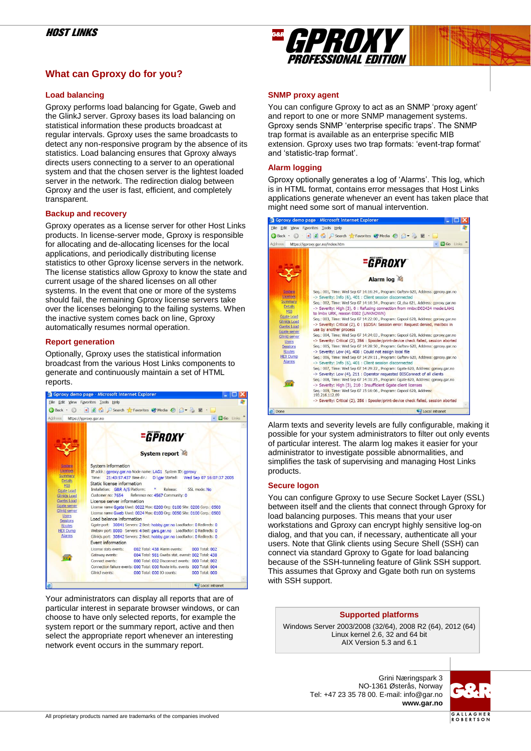# What can Gproxy do for you?

## Load balancing

Gproxy performs load balancing for Ggate, Gweb and the GlinkJ server. Gproxy bases its load balancing on statistical information these products broadcast at regular intervals. Gproxy uses the same broadcasts to detect any non-responsive program by the absence of its statistics. Load balancing ensures that Gproxy always directs users connecting to a server to an operational system and that the chosen server is the lightest loaded server in the network. The redirection dialog between Gproxy and the user is fast, efficient, and completely transparent.

## Backup and recovery

Gproxy operates as a license server for other Host Links products. In license-server mode, Gproxy is responsible for allocating and de-allocating licenses for the local applications, and periodically distributing license statistics to other Gproxy license servers in the network. The license statistics allow Gproxy to know the state and current usage of the shared licenses on all other systems. In the event that one or more of the systems should fail, the remaining Gproxy license servers take over the licenses belonging to the failing systems. When the inactive system comes back on line, Gproxy automatically resumes normal operation.

## Report generation

Optionally, Gproxy uses the statistical information broadcast from the various Host Links components to generate and continuously maintain a set of HTML reports.

Your administrators can display all reports that are of particular interest in separate browser windows, or can choose to have only selected reports, for example the system report or the summary report, active and then select the appropriate report whenever an interesting network event occurs in the summary report.

## SNMP proxy agent

You can configure Gproxy to act as an SNMP 'proxy agent' and report to one or more SNMP management systems. Gproxy sends SNMP 'enterprise specific traps'. The SNMP trap format is available as an enterprise specific MIB extension. Gproxy uses two trap formats: 'event-trap format' and 'statistic-trap format'.

## Alarm logging

Gproxy optionally generates a log of 'Alarms'. This log, which is in HTML format, contains error messages that Host Links applications generate whenever an event has taken place that might need some sort of manual intervention.

Alarm texts and severity levels are fully configurable, making it possible for your system administrators to filter out only events of particular interest. The alarm log makes it easier for your administrator to investigate possible abnormalities, and simplifies the task of supervising and managing Host Links products.

## Secure logon

You can configure Gproxy to use Secure Socket Layer (SSL) between itself and the clients that connect through Gproxy for load balancing purposes. This means that your user workstations and Gproxy can encrypt highly sensitive log-on dialog, and that you can, if necessary, authenticate all your users. Note that Glink clients using Secure Shell (SSH) can connect via standard Gproxy to Ggate for load balancing because of the SSH-tunneling feature of Glink SSH support. This assumes that Gproxy and Ggate both run on systems with SSH support.

## Supported platforms

Windows Server 2003/2008 (32/64), 2008 R2 (64), 2012 (64)
Linux kernel 2.6, 32 and 64 bit
AIX Version 5.3 and 6.1

Grini Næringspark 3
NO-1361 Østerås, Norway
Tel: +47 23 35 78 00. E-mail: info@gar.no
**www.gar.no**

All proprietary products named are trademarks of the companies involved